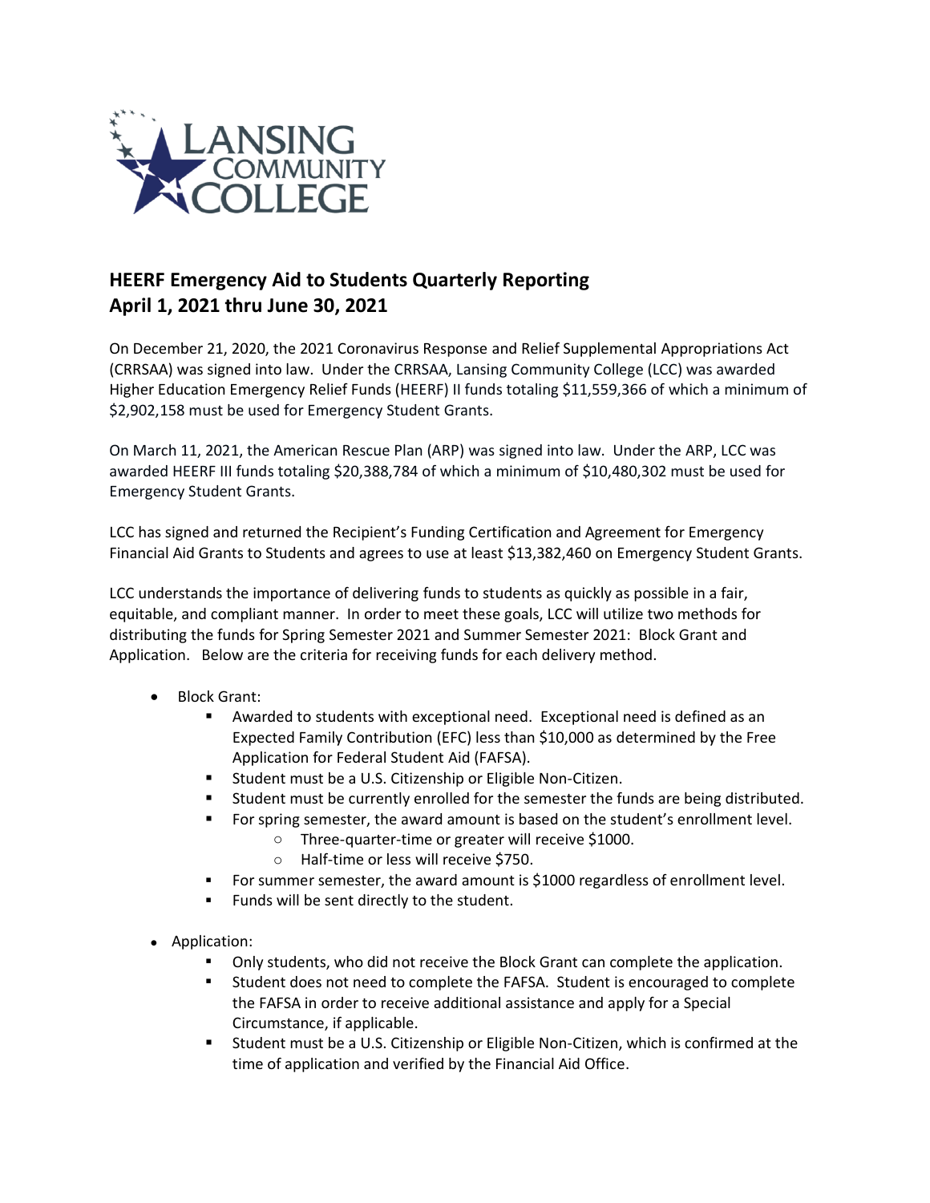## HEERF Emergency Aid to Students Quarterly Reporting
## April 1, 2021 thru June 30, 2021

On December 21, 2020, the 2021 Coronavirus Response and Relief Supplemental Appropriations Act (CRRSAA) was signed into law. Under the CRRSAA, Lansing Community College (LCC) was awarded Higher Education Emergency Relief Funds (HEERF) II funds totaling $11,559,366 of which a minimum of $2,902,158 must be used for Emergency Student Grants.

On March 11, 2021, the American Rescue Plan (ARP) was signed into law. Under the ARP, LCC was awarded HEERF III funds totaling $20,388,784 of which a minimum of $10,480,302 must be used for Emergency Student Grants.

LCC has signed and returned the Recipient's Funding Certification and Agreement for Emergency Financial Aid Grants to Students and agrees to use at least $13,382,460 on Emergency Student Grants.

LCC understands the importance of delivering funds to students as quickly as possible in a fair, equitable, and compliant manner. In order to meet these goals, LCC will utilize two methods for distributing the funds for Spring Semester 2021 and Summer Semester 2021: Block Grant and Application. Below are the criteria for receiving funds for each delivery method.

- Block Grant:
  - Awarded to students with exceptional need. Exceptional need is defined as an Expected Family Contribution (EFC) less than $10,000 as determined by the Free Application for Federal Student Aid (FAFSA).
  - Student must be a U.S. Citizenship or Eligible Non-Citizen.
  - Student must be currently enrolled for the semester the funds are being distributed.
  - For spring semester, the award amount is based on the student's enrollment level.
    - Three-quarter-time or greater will receive $1000.
    - Half-time or less will receive $750.
  - For summer semester, the award amount is $1000 regardless of enrollment level.
  - Funds will be sent directly to the student.
- Application:
  - Only students, who did not receive the Block Grant can complete the application.
  - Student does not need to complete the FAFSA. Student is encouraged to complete the FAFSA in order to receive additional assistance and apply for a Special Circumstance, if applicable.
  - Student must be a U.S. Citizenship or Eligible Non-Citizen, which is confirmed at the time of application and verified by the Financial Aid Office.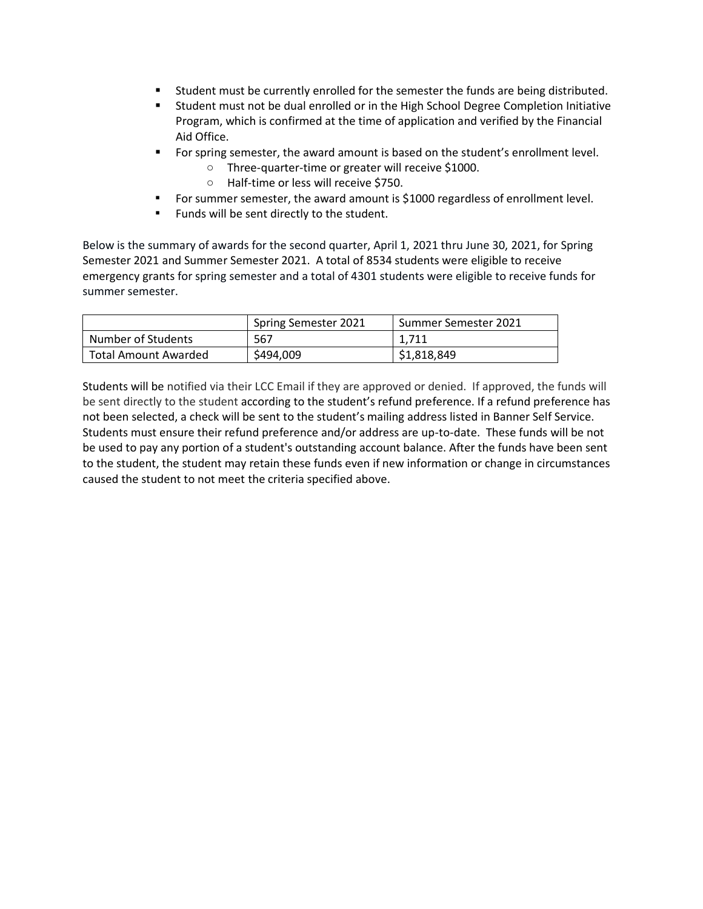- Student must be currently enrolled for the semester the funds are being distributed.
- Student must not be dual enrolled or in the High School Degree Completion Initiative Program, which is confirmed at the time of application and verified by the Financial Aid Office.
- For spring semester, the award amount is based on the student's enrollment level.
  - Three-quarter-time or greater will receive $1000.
  - Half-time or less will receive $750.
- For summer semester, the award amount is $1000 regardless of enrollment level.
- Funds will be sent directly to the student.

Below is the summary of awards for the second quarter, April 1, 2021 thru June 30, 2021, for Spring Semester 2021 and Summer Semester 2021. A total of 8534 students were eligible to receive emergency grants for spring semester and a total of 4301 students were eligible to receive funds for summer semester.

| | Spring Semester 2021 | Summer Semester 2021 |
|---|---|---|
| Number of Students | 567 | 1,711 |
| Total Amount Awarded | $494,009 | $1,818,849 |

Students will be notified via their LCC Email if they are approved or denied. If approved, the funds will be sent directly to the student according to the student's refund preference. If a refund preference has not been selected, a check will be sent to the student's mailing address listed in Banner Self Service. Students must ensure their refund preference and/or address are up-to-date. These funds will be not be used to pay any portion of a student's outstanding account balance. After the funds have been sent to the student, the student may retain these funds even if new information or change in circumstances caused the student to not meet the criteria specified above.